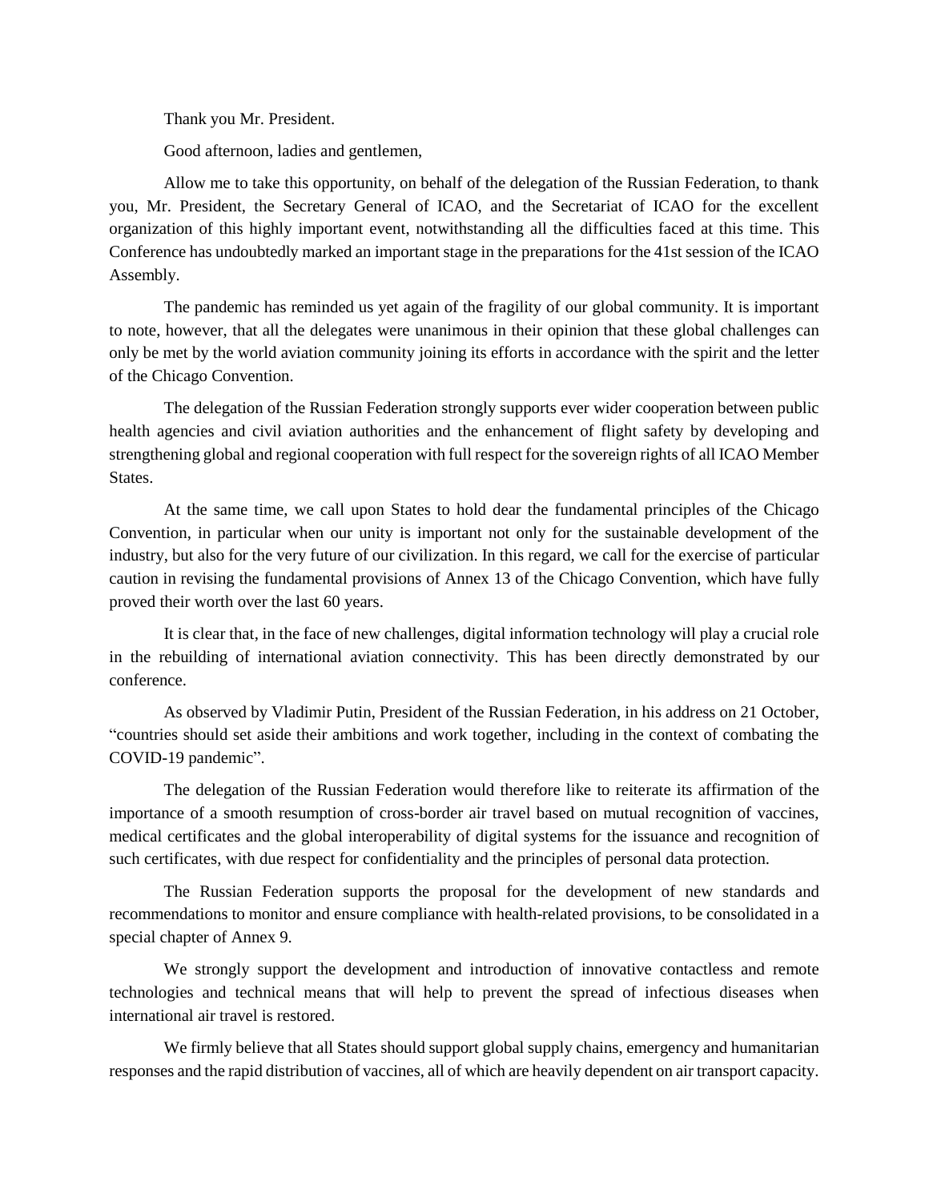Thank you Mr. President.

Good afternoon, ladies and gentlemen,

Allow me to take this opportunity, on behalf of the delegation of the Russian Federation, to thank you, Mr. President, the Secretary General of ICAO, and the Secretariat of ICAO for the excellent organization of this highly important event, notwithstanding all the difficulties faced at this time. This Conference has undoubtedly marked an important stage in the preparations for the 41st session of the ICAO Assembly.

The pandemic has reminded us yet again of the fragility of our global community. It is important to note, however, that all the delegates were unanimous in their opinion that these global challenges can only be met by the world aviation community joining its efforts in accordance with the spirit and the letter of the Chicago Convention.

The delegation of the Russian Federation strongly supports ever wider cooperation between public health agencies and civil aviation authorities and the enhancement of flight safety by developing and strengthening global and regional cooperation with full respect for the sovereign rights of all ICAO Member States.

At the same time, we call upon States to hold dear the fundamental principles of the Chicago Convention, in particular when our unity is important not only for the sustainable development of the industry, but also for the very future of our civilization. In this regard, we call for the exercise of particular caution in revising the fundamental provisions of Annex 13 of the Chicago Convention, which have fully proved their worth over the last 60 years.

It is clear that, in the face of new challenges, digital information technology will play a crucial role in the rebuilding of international aviation connectivity. This has been directly demonstrated by our conference.

As observed by Vladimir Putin, President of the Russian Federation, in his address on 21 October, "countries should set aside their ambitions and work together, including in the context of combating the COVID-19 pandemic".

The delegation of the Russian Federation would therefore like to reiterate its affirmation of the importance of a smooth resumption of cross-border air travel based on mutual recognition of vaccines, medical certificates and the global interoperability of digital systems for the issuance and recognition of such certificates, with due respect for confidentiality and the principles of personal data protection.

The Russian Federation supports the proposal for the development of new standards and recommendations to monitor and ensure compliance with health-related provisions, to be consolidated in a special chapter of Annex 9.

We strongly support the development and introduction of innovative contactless and remote technologies and technical means that will help to prevent the spread of infectious diseases when international air travel is restored.

We firmly believe that all States should support global supply chains, emergency and humanitarian responses and the rapid distribution of vaccines, all of which are heavily dependent on air transport capacity.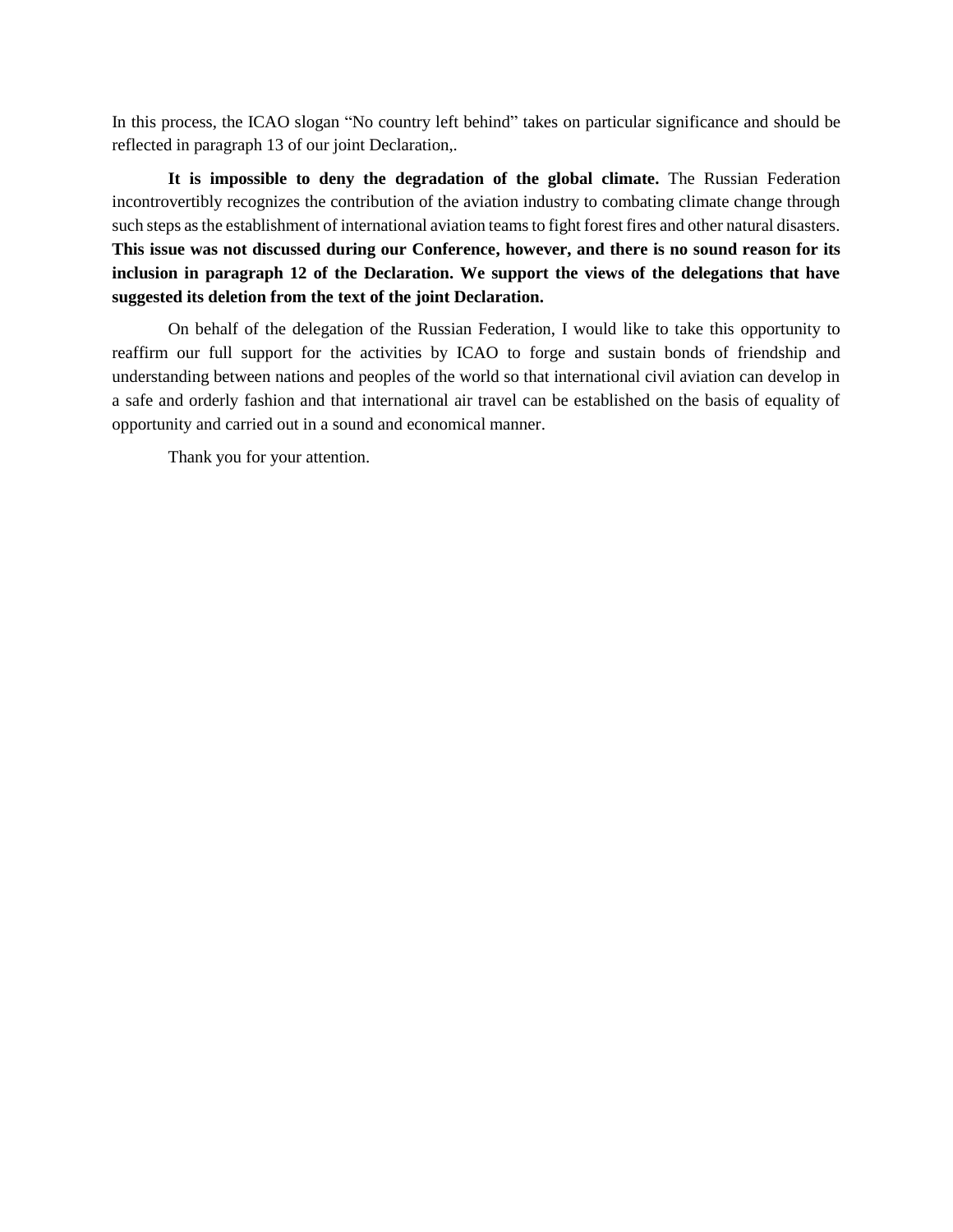In this process, the ICAO slogan "No country left behind" takes on particular significance and should be reflected in paragraph 13 of our joint Declaration,.

**It is impossible to deny the degradation of the global climate.** The Russian Federation incontrovertibly recognizes the contribution of the aviation industry to combating climate change through such steps as the establishment of international aviation teams to fight forest fires and other natural disasters. **This issue was not discussed during our Conference, however, and there is no sound reason for its inclusion in paragraph 12 of the Declaration. We support the views of the delegations that have suggested its deletion from the text of the joint Declaration.**

On behalf of the delegation of the Russian Federation, I would like to take this opportunity to reaffirm our full support for the activities by ICAO to forge and sustain bonds of friendship and understanding between nations and peoples of the world so that international civil aviation can develop in a safe and orderly fashion and that international air travel can be established on the basis of equality of opportunity and carried out in a sound and economical manner.

Thank you for your attention.